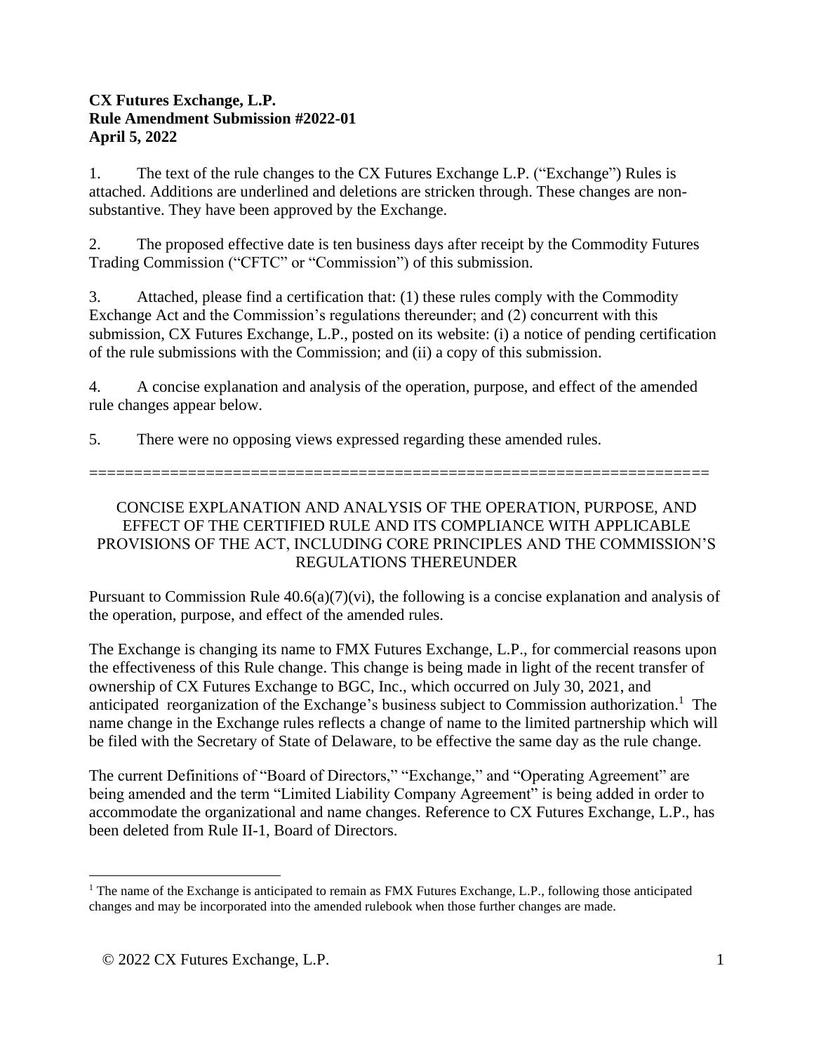**CX Futures Exchange, L.P.**
**Rule Amendment Submission #2022-01**
**April 5, 2022**

1. The text of the rule changes to the CX Futures Exchange L.P. ("Exchange") Rules is attached. Additions are underlined and deletions are stricken through. These changes are non-substantive. They have been approved by the Exchange.

2. The proposed effective date is ten business days after receipt by the Commodity Futures Trading Commission ("CFTC" or "Commission") of this submission.

3. Attached, please find a certification that: (1) these rules comply with the Commodity Exchange Act and the Commission's regulations thereunder; and (2) concurrent with this submission, CX Futures Exchange, L.P., posted on its website: (i) a notice of pending certification of the rule submissions with the Commission; and (ii) a copy of this submission.

4. A concise explanation and analysis of the operation, purpose, and effect of the amended rule changes appear below.

5. There were no opposing views expressed regarding these amended rules.

==================================================================

CONCISE EXPLANATION AND ANALYSIS OF THE OPERATION, PURPOSE, AND EFFECT OF THE CERTIFIED RULE AND ITS COMPLIANCE WITH APPLICABLE PROVISIONS OF THE ACT, INCLUDING CORE PRINCIPLES AND THE COMMISSION'S REGULATIONS THEREUNDER

Pursuant to Commission Rule 40.6(a)(7)(vi), the following is a concise explanation and analysis of the operation, purpose, and effect of the amended rules.

The Exchange is changing its name to FMX Futures Exchange, L.P., for commercial reasons upon the effectiveness of this Rule change. This change is being made in light of the recent transfer of ownership of CX Futures Exchange to BGC, Inc., which occurred on July 30, 2021, and anticipated reorganization of the Exchange's business subject to Commission authorization.[1] The name change in the Exchange rules reflects a change of name to the limited partnership which will be filed with the Secretary of State of Delaware, to be effective the same day as the rule change.

The current Definitions of "Board of Directors," "Exchange," and "Operating Agreement" are being amended and the term "Limited Liability Company Agreement" is being added in order to accommodate the organizational and name changes. Reference to CX Futures Exchange, L.P., has been deleted from Rule II-1, Board of Directors.

[1] The name of the Exchange is anticipated to remain as FMX Futures Exchange, L.P., following those anticipated changes and may be incorporated into the amended rulebook when those further changes are made.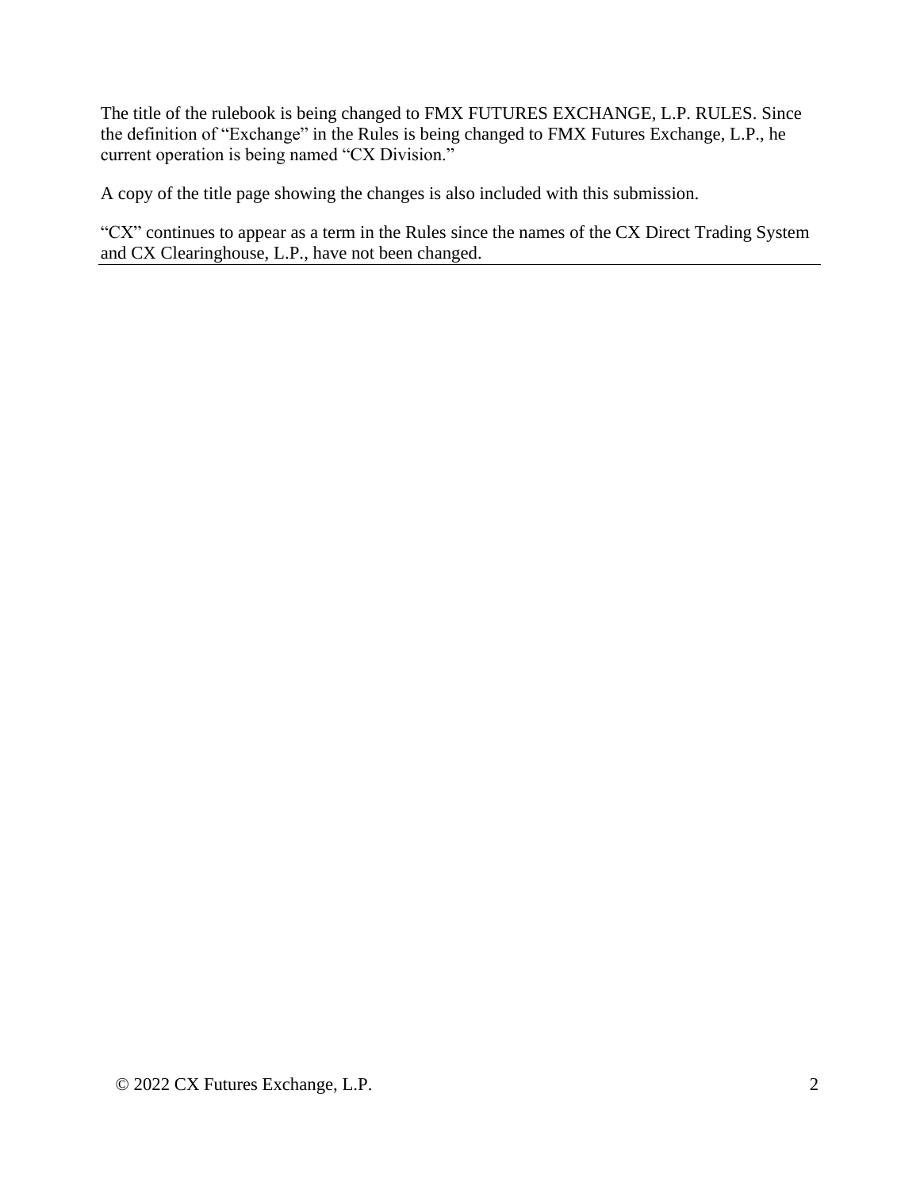The title of the rulebook is being changed to FMX FUTURES EXCHANGE, L.P. RULES. Since the definition of “Exchange” in the Rules is being changed to FMX Futures Exchange, L.P., he current operation is being named “CX Division.”

A copy of the title page showing the changes is also included with this submission.

“CX” continues to appear as a term in the Rules since the names of the CX Direct Trading System and CX Clearinghouse, L.P., have not been changed.

---

© 2022 CX Futures Exchange, L.P.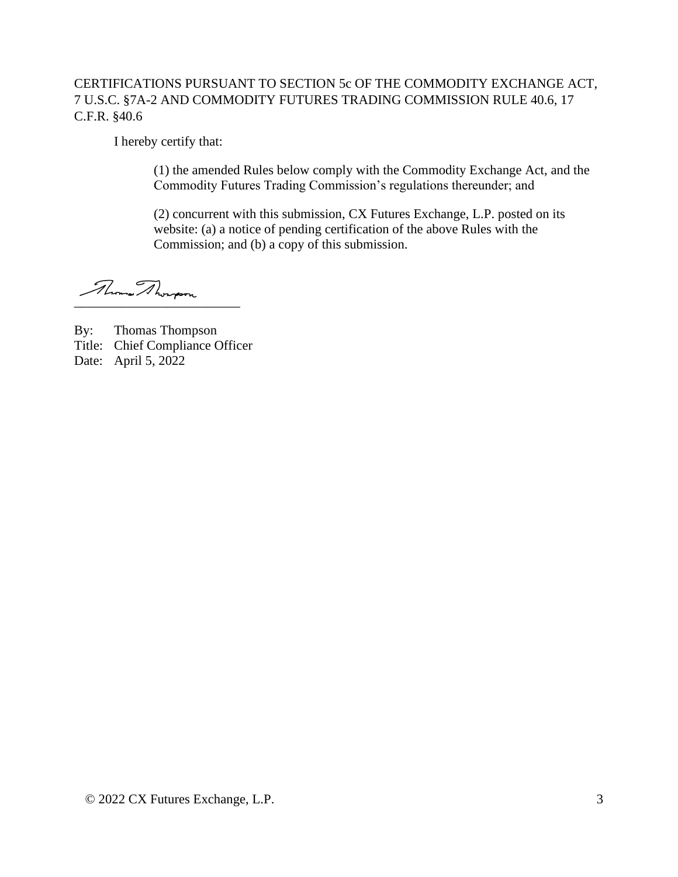CERTIFICATIONS PURSUANT TO SECTION 5c OF THE COMMODITY EXCHANGE ACT, 7 U.S.C. §7A-2 AND COMMODITY FUTURES TRADING COMMISSION RULE 40.6, 17 C.F.R. §40.6

I hereby certify that:

> (1) the amended Rules below comply with the Commodity Exchange Act, and the Commodity Futures Trading Commission's regulations thereunder; and
>
> (2) concurrent with this submission, CX Futures Exchange, L.P. posted on its website: (a) a notice of pending certification of the above Rules with the Commission; and (b) a copy of this submission.

Thomas Thompson
\_\_\_\_\_\_\_\_\_\_\_\_\_\_\_\_\_\_\_\_\_\_\_\_\_

By: Thomas Thompson
Title: Chief Compliance Officer
Date: April 5, 2022

© 2022 CX Futures Exchange, L.P.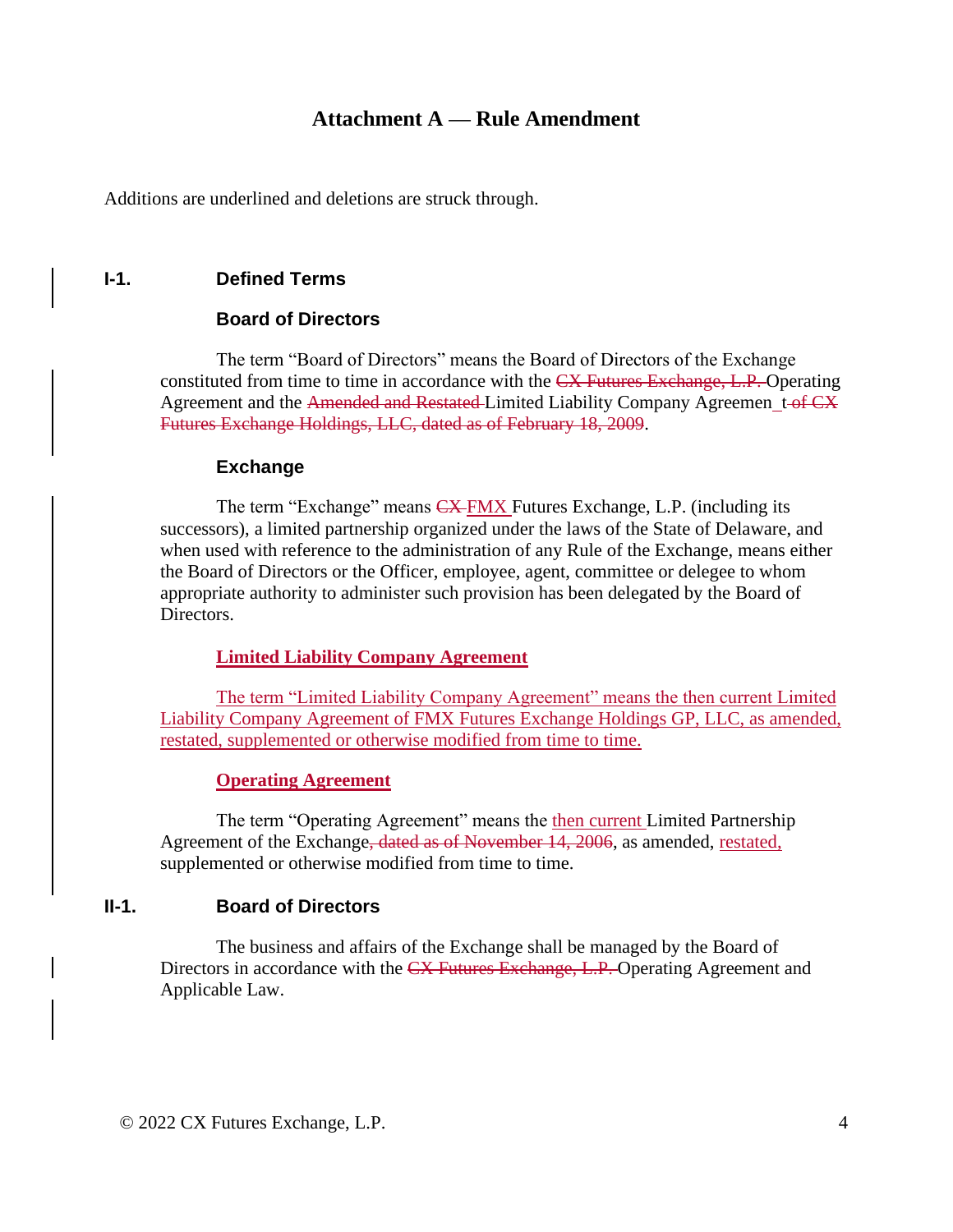# Attachment A — Rule Amendment

Additions are underlined and deletions are struck through.

## I-1. Defined Terms

### Board of Directors

The term "Board of Directors" means the Board of Directors of the Exchange constituted from time to time in accordance with the ~~CX Futures Exchange, L.P.~~ Operating Agreement and the ~~Amended and Restated~~ Limited Liability Company Agreement ~~of CX Futures Exchange Holdings, LLC, dated as of February 18, 2009~~.

### Exchange

The term "Exchange" means ~~CX~~ <u>FMX</u> Futures Exchange, L.P. (including its successors), a limited partnership organized under the laws of the State of Delaware, and when used with reference to the administration of any Rule of the Exchange, means either the Board of Directors or the Officer, employee, agent, committee or delegee to whom appropriate authority to administer such provision has been delegated by the Board of Directors.

### <u>Limited Liability Company Agreement</u>

<u>The term "Limited Liability Company Agreement" means the then current Limited Liability Company Agreement of FMX Futures Exchange Holdings GP, LLC, as amended, restated, supplemented or otherwise modified from time to time.</u>

### <u>Operating Agreement</u>

The term "Operating Agreement" means the <u>then current</u> Limited Partnership Agreement of the Exchange~~, dated as of November 14, 2006~~, as amended, <u>restated,</u> supplemented or otherwise modified from time to time.

## II-1. Board of Directors

The business and affairs of the Exchange shall be managed by the Board of Directors in accordance with the ~~CX Futures Exchange, L.P.~~ Operating Agreement and Applicable Law.